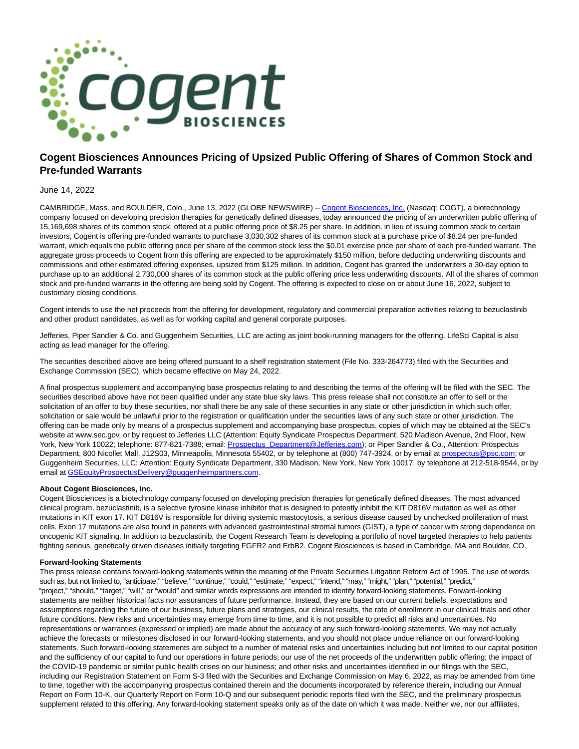# Cogent Biosciences Announces Pricing of Upsized Public Offering of Shares of Common Stock and Pre-funded Warrants

June 14, 2022

CAMBRIDGE, Mass. and BOULDER, Colo., June 13, 2022 (GLOBE NEWSWIRE) -- Cogent Biosciences, Inc. (Nasdaq: COGT), a biotechnology company focused on developing precision therapies for genetically defined diseases, today announced the pricing of an underwritten public offering of 15,169,698 shares of its common stock, offered at a public offering price of $8.25 per share. In addition, in lieu of issuing common stock to certain investors, Cogent is offering pre-funded warrants to purchase 3,030,302 shares of its common stock at a purchase price of $8.24 per pre-funded warrant, which equals the public offering price per share of the common stock less the $0.01 exercise price per share of each pre-funded warrant. The aggregate gross proceeds to Cogent from this offering are expected to be approximately $150 million, before deducting underwriting discounts and commissions and other estimated offering expenses, upsized from $125 million. In addition, Cogent has granted the underwriters a 30-day option to purchase up to an additional 2,730,000 shares of its common stock at the public offering price less underwriting discounts. All of the shares of common stock and pre-funded warrants in the offering are being sold by Cogent. The offering is expected to close on or about June 16, 2022, subject to customary closing conditions.

Cogent intends to use the net proceeds from the offering for development, regulatory and commercial preparation activities relating to bezuclastinib and other product candidates, as well as for working capital and general corporate purposes.

Jefferies, Piper Sandler & Co. and Guggenheim Securities, LLC are acting as joint book-running managers for the offering. LifeSci Capital is also acting as lead manager for the offering.

The securities described above are being offered pursuant to a shelf registration statement (File No. 333-264773) filed with the Securities and Exchange Commission (SEC), which became effective on May 24, 2022.

A final prospectus supplement and accompanying base prospectus relating to and describing the terms of the offering will be filed with the SEC. The securities described above have not been qualified under any state blue sky laws. This press release shall not constitute an offer to sell or the solicitation of an offer to buy these securities, nor shall there be any sale of these securities in any state or other jurisdiction in which such offer, solicitation or sale would be unlawful prior to the registration or qualification under the securities laws of any such state or other jurisdiction. The offering can be made only by means of a prospectus supplement and accompanying base prospectus, copies of which may be obtained at the SEC's website at www.sec.gov, or by request to Jefferies LLC (Attention: Equity Syndicate Prospectus Department, 520 Madison Avenue, 2nd Floor, New York, New York 10022; telephone: 877-821-7388; email: Prospectus_Department@Jefferies.com); or Piper Sandler & Co., Attention: Prospectus Department, 800 Nicollet Mall, J12S03, Minneapolis, Minnesota 55402, or by telephone at (800) 747-3924, or by email at prospectus@psc.com; or Guggenheim Securities, LLC: Attention: Equity Syndicate Prospectus Department, 330 Madison, New York, New York 10017, by telephone at 212-518-9544, or by email at GSEquityProspectusDelivery@guggenheimpartners.com.

**About Cogent Biosciences, Inc.**

Cogent Biosciences is a biotechnology company focused on developing precision therapies for genetically defined diseases. The most advanced clinical program, bezuclastinib, is a selective tyrosine kinase inhibitor that is designed to potently inhibit the KIT D816V mutation as well as other mutations in KIT exon 17. KIT D816V is responsible for driving systemic mastocytosis, a serious disease caused by unchecked proliferation of mast cells. Exon 17 mutations are also found in patients with advanced gastrointestinal stromal tumors (GIST), a type of cancer with strong dependence on oncogenic KIT signaling. In addition to bezuclastinib, the Cogent Research Team is developing a portfolio of novel targeted therapies to help patients fighting serious, genetically driven diseases initially targeting FGFR2 and ErbB2. Cogent Biosciences is based in Cambridge, MA and Boulder, CO.

**Forward-looking Statements**

This press release contains forward-looking statements within the meaning of the Private Securities Litigation Reform Act of 1995. The use of words such as, but not limited to, "anticipate," "believe," "continue," "could," "estimate," "expect," "intend," "may," "might," "plan," "potential," "predict," "project," "should," "target," "will," or "would" and similar words expressions are intended to identify forward-looking statements. Forward-looking statements are neither historical facts nor assurances of future performance. Instead, they are based on our current beliefs, expectations and assumptions regarding the future of our business, future plans and strategies, our clinical results, the rate of enrollment in our clinical trials and other future conditions. New risks and uncertainties may emerge from time to time, and it is not possible to predict all risks and uncertainties. No representations or warranties (expressed or implied) are made about the accuracy of any such forward-looking statements. We may not actually achieve the forecasts or milestones disclosed in our forward-looking statements, and you should not place undue reliance on our forward-looking statements. Such forward-looking statements are subject to a number of material risks and uncertainties including but not limited to our capital position and the sufficiency of our capital to fund our operations in future periods; our use of the net proceeds of the underwritten public offering; the impact of the COVID-19 pandemic or similar public health crises on our business; and other risks and uncertainties identified in our filings with the SEC, including our Registration Statement on Form S-3 filed with the Securities and Exchange Commission on May 6, 2022, as may be amended from time to time, together with the accompanying prospectus contained therein and the documents incorporated by reference therein, including our Annual Report on Form 10-K, our Quarterly Report on Form 10-Q and our subsequent periodic reports filed with the SEC, and the preliminary prospectus supplement related to this offering. Any forward-looking statement speaks only as of the date on which it was made. Neither we, nor our affiliates,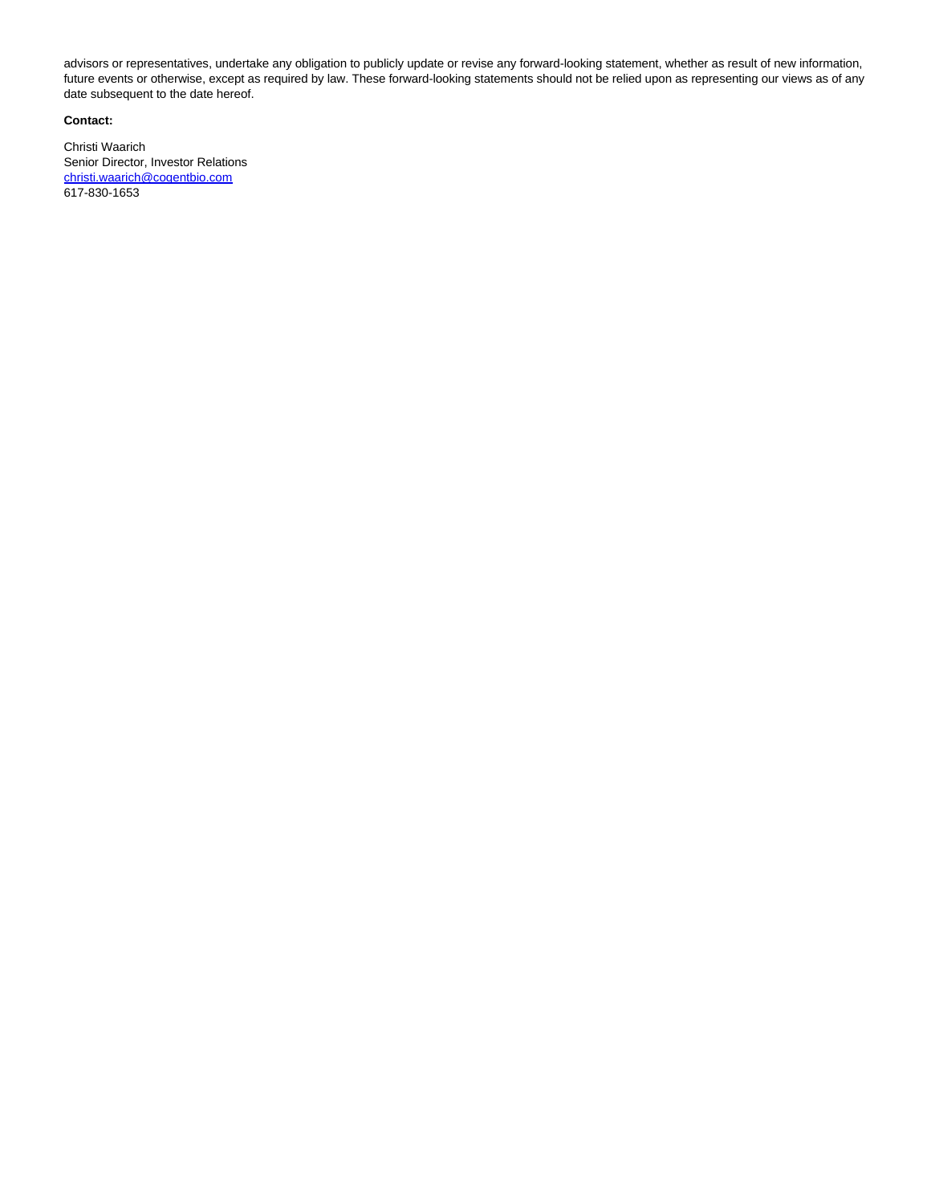advisors or representatives, undertake any obligation to publicly update or revise any forward-looking statement, whether as result of new information, future events or otherwise, except as required by law. These forward-looking statements should not be relied upon as representing our views as of any date subsequent to the date hereof.

**Contact:**

Christi Waarich
Senior Director, Investor Relations
christi.waarich@cogentbio.com
617-830-1653